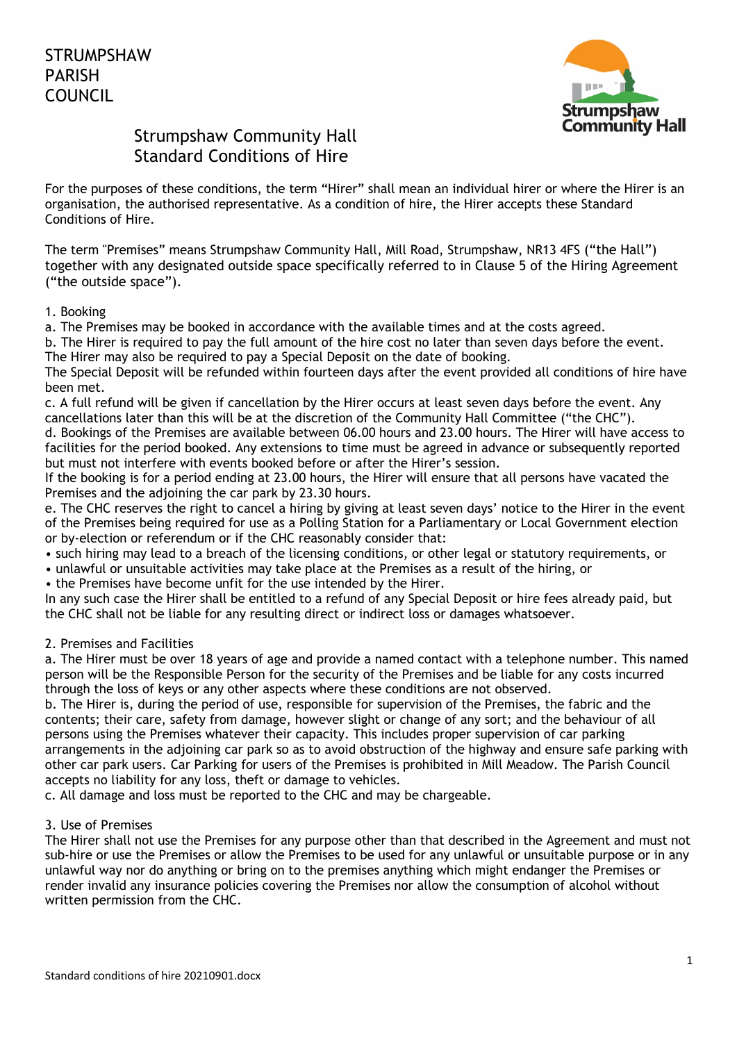STRUMPSHAW
PARISH
COUNCIL

# Strumpshaw Community Hall
# Standard Conditions of Hire

For the purposes of these conditions, the term "Hirer" shall mean an individual hirer or where the Hirer is an organisation, the authorised representative. As a condition of hire, the Hirer accepts these Standard Conditions of Hire.

The term "Premises" means Strumpshaw Community Hall, Mill Road, Strumpshaw, NR13 4FS ("the Hall") together with any designated outside space specifically referred to in Clause 5 of the Hiring Agreement ("the outside space").

## 1. Booking

a. The Premises may be booked in accordance with the available times and at the costs agreed.

b. The Hirer is required to pay the full amount of the hire cost no later than seven days before the event. The Hirer may also be required to pay a Special Deposit on the date of booking.
The Special Deposit will be refunded within fourteen days after the event provided all conditions of hire have been met.

c. A full refund will be given if cancellation by the Hirer occurs at least seven days before the event. Any cancellations later than this will be at the discretion of the Community Hall Committee ("the CHC").

d. Bookings of the Premises are available between 06.00 hours and 23.00 hours. The Hirer will have access to facilities for the period booked. Any extensions to time must be agreed in advance or subsequently reported but must not interfere with events booked before or after the Hirer's session.
If the booking is for a period ending at 23.00 hours, the Hirer will ensure that all persons have vacated the Premises and the adjoining the car park by 23.30 hours.

e. The CHC reserves the right to cancel a hiring by giving at least seven days' notice to the Hirer in the event of the Premises being required for use as a Polling Station for a Parliamentary or Local Government election or by-election or referendum or if the CHC reasonably consider that:

- such hiring may lead to a breach of the licensing conditions, or other legal or statutory requirements, or
- unlawful or unsuitable activities may take place at the Premises as a result of the hiring, or
- the Premises have become unfit for the use intended by the Hirer.

In any such case the Hirer shall be entitled to a refund of any Special Deposit or hire fees already paid, but the CHC shall not be liable for any resulting direct or indirect loss or damages whatsoever.

## 2. Premises and Facilities

a. The Hirer must be over 18 years of age and provide a named contact with a telephone number. This named person will be the Responsible Person for the security of the Premises and be liable for any costs incurred through the loss of keys or any other aspects where these conditions are not observed.

b. The Hirer is, during the period of use, responsible for supervision of the Premises, the fabric and the contents; their care, safety from damage, however slight or change of any sort; and the behaviour of all persons using the Premises whatever their capacity. This includes proper supervision of car parking arrangements in the adjoining car park so as to avoid obstruction of the highway and ensure safe parking with other car park users. Car Parking for users of the Premises is prohibited in Mill Meadow. The Parish Council accepts no liability for any loss, theft or damage to vehicles.

c. All damage and loss must be reported to the CHC and may be chargeable.

## 3. Use of Premises

The Hirer shall not use the Premises for any purpose other than that described in the Agreement and must not sub-hire or use the Premises or allow the Premises to be used for any unlawful or unsuitable purpose or in any unlawful way nor do anything or bring on to the premises anything which might endanger the Premises or render invalid any insurance policies covering the Premises nor allow the consumption of alcohol without written permission from the CHC.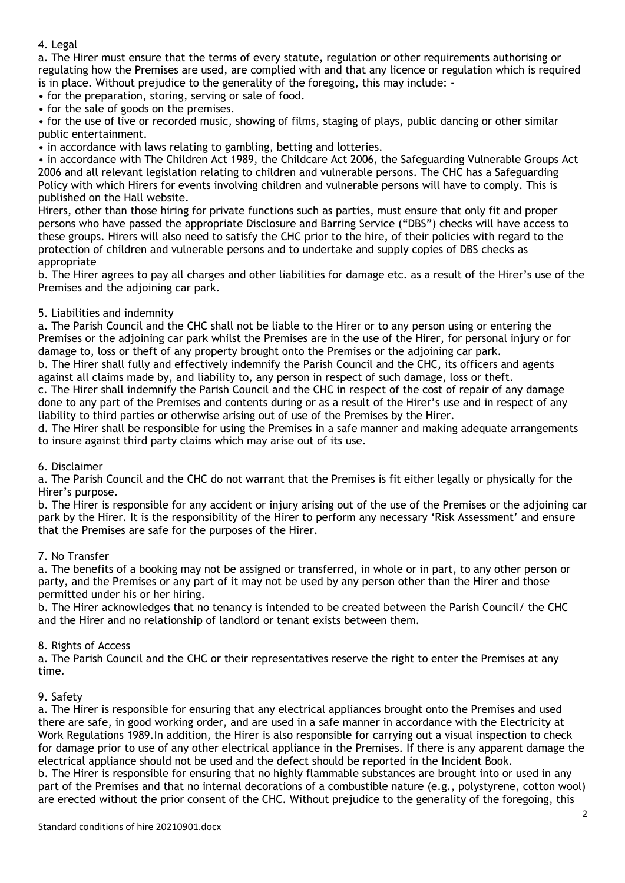## 4. Legal

a. The Hirer must ensure that the terms of every statute, regulation or other requirements authorising or regulating how the Premises are used, are complied with and that any licence or regulation which is required is in place. Without prejudice to the generality of the foregoing, this may include: -

- for the preparation, storing, serving or sale of food.
- for the sale of goods on the premises.
- for the use of live or recorded music, showing of films, staging of plays, public dancing or other similar public entertainment.
- in accordance with laws relating to gambling, betting and lotteries.
- in accordance with The Children Act 1989, the Childcare Act 2006, the Safeguarding Vulnerable Groups Act 2006 and all relevant legislation relating to children and vulnerable persons. The CHC has a Safeguarding Policy with which Hirers for events involving children and vulnerable persons will have to comply. This is published on the Hall website.

Hirers, other than those hiring for private functions such as parties, must ensure that only fit and proper persons who have passed the appropriate Disclosure and Barring Service ("DBS") checks will have access to these groups. Hirers will also need to satisfy the CHC prior to the hire, of their policies with regard to the protection of children and vulnerable persons and to undertake and supply copies of DBS checks as appropriate

b. The Hirer agrees to pay all charges and other liabilities for damage etc. as a result of the Hirer's use of the Premises and the adjoining car park.

## 5. Liabilities and indemnity

a. The Parish Council and the CHC shall not be liable to the Hirer or to any person using or entering the Premises or the adjoining car park whilst the Premises are in the use of the Hirer, for personal injury or for damage to, loss or theft of any property brought onto the Premises or the adjoining car park.

b. The Hirer shall fully and effectively indemnify the Parish Council and the CHC, its officers and agents against all claims made by, and liability to, any person in respect of such damage, loss or theft.

c. The Hirer shall indemnify the Parish Council and the CHC in respect of the cost of repair of any damage done to any part of the Premises and contents during or as a result of the Hirer's use and in respect of any liability to third parties or otherwise arising out of use of the Premises by the Hirer.

d. The Hirer shall be responsible for using the Premises in a safe manner and making adequate arrangements to insure against third party claims which may arise out of its use.

## 6. Disclaimer

a. The Parish Council and the CHC do not warrant that the Premises is fit either legally or physically for the Hirer's purpose.

b. The Hirer is responsible for any accident or injury arising out of the use of the Premises or the adjoining car park by the Hirer. It is the responsibility of the Hirer to perform any necessary 'Risk Assessment' and ensure that the Premises are safe for the purposes of the Hirer.

## 7. No Transfer

a. The benefits of a booking may not be assigned or transferred, in whole or in part, to any other person or party, and the Premises or any part of it may not be used by any person other than the Hirer and those permitted under his or her hiring.

b. The Hirer acknowledges that no tenancy is intended to be created between the Parish Council/ the CHC and the Hirer and no relationship of landlord or tenant exists between them.

## 8. Rights of Access

a. The Parish Council and the CHC or their representatives reserve the right to enter the Premises at any time.

## 9. Safety

a. The Hirer is responsible for ensuring that any electrical appliances brought onto the Premises and used there are safe, in good working order, and are used in a safe manner in accordance with the Electricity at Work Regulations 1989.In addition, the Hirer is also responsible for carrying out a visual inspection to check for damage prior to use of any other electrical appliance in the Premises. If there is any apparent damage the electrical appliance should not be used and the defect should be reported in the Incident Book.

b. The Hirer is responsible for ensuring that no highly flammable substances are brought into or used in any part of the Premises and that no internal decorations of a combustible nature (e.g., polystyrene, cotton wool) are erected without the prior consent of the CHC. Without prejudice to the generality of the foregoing, this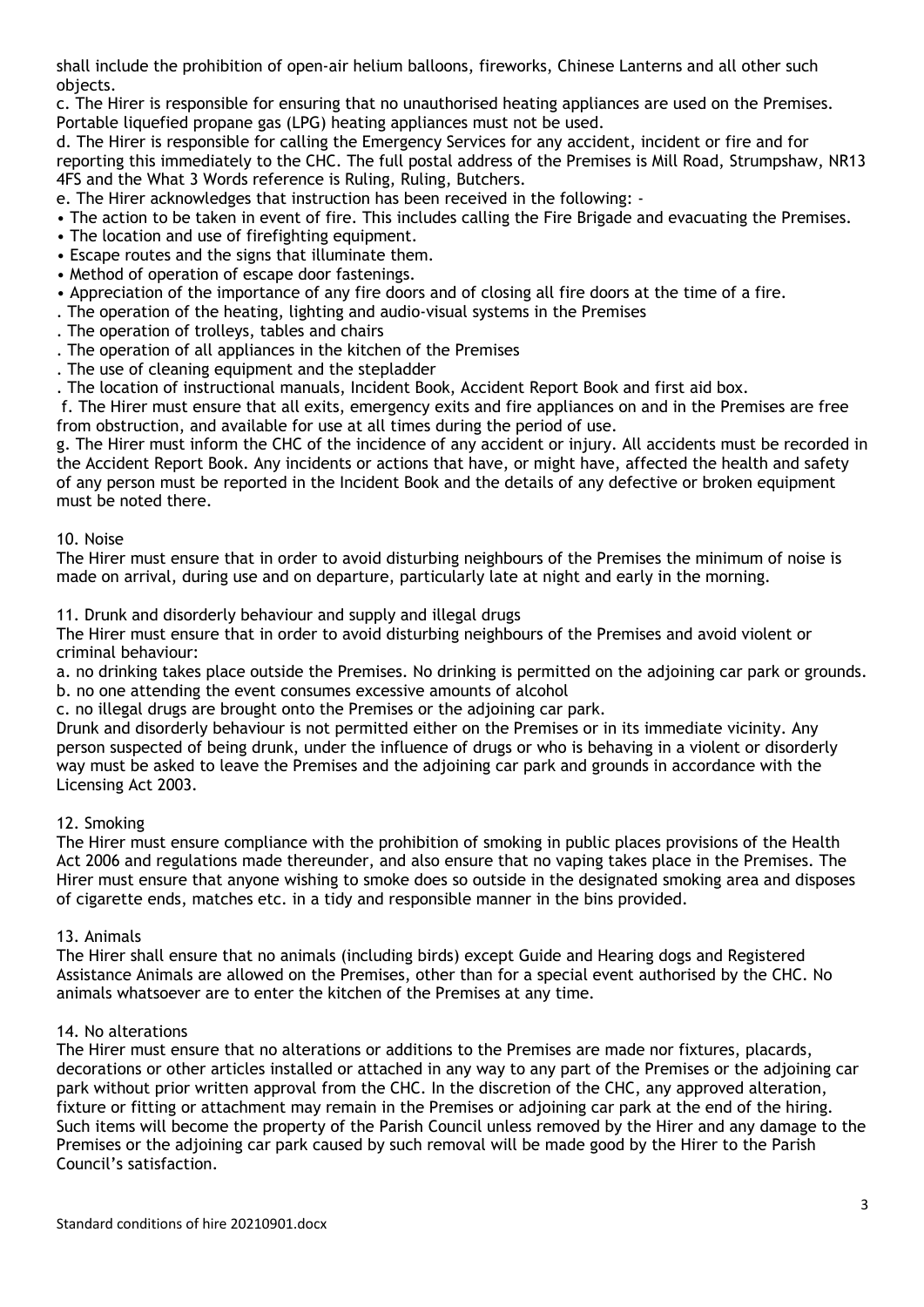shall include the prohibition of open-air helium balloons, fireworks, Chinese Lanterns and all other such objects.

c. The Hirer is responsible for ensuring that no unauthorised heating appliances are used on the Premises. Portable liquefied propane gas (LPG) heating appliances must not be used.

d. The Hirer is responsible for calling the Emergency Services for any accident, incident or fire and for reporting this immediately to the CHC. The full postal address of the Premises is Mill Road, Strumpshaw, NR13 4FS and the What 3 Words reference is Ruling, Ruling, Butchers.

e. The Hirer acknowledges that instruction has been received in the following: -

- The action to be taken in event of fire. This includes calling the Fire Brigade and evacuating the Premises.
- The location and use of firefighting equipment.
- Escape routes and the signs that illuminate them.
- Method of operation of escape door fastenings.
- Appreciation of the importance of any fire doors and of closing all fire doors at the time of a fire.
- The operation of the heating, lighting and audio-visual systems in the Premises
- The operation of trolleys, tables and chairs
- The operation of all appliances in the kitchen of the Premises
- The use of cleaning equipment and the stepladder
- The location of instructional manuals, Incident Book, Accident Report Book and first aid box.

f. The Hirer must ensure that all exits, emergency exits and fire appliances on and in the Premises are free from obstruction, and available for use at all times during the period of use.

g. The Hirer must inform the CHC of the incidence of any accident or injury. All accidents must be recorded in the Accident Report Book. Any incidents or actions that have, or might have, affected the health and safety of any person must be reported in the Incident Book and the details of any defective or broken equipment must be noted there.

10. Noise

The Hirer must ensure that in order to avoid disturbing neighbours of the Premises the minimum of noise is made on arrival, during use and on departure, particularly late at night and early in the morning.

11. Drunk and disorderly behaviour and supply and illegal drugs

The Hirer must ensure that in order to avoid disturbing neighbours of the Premises and avoid violent or criminal behaviour:

a. no drinking takes place outside the Premises. No drinking is permitted on the adjoining car park or grounds.

b. no one attending the event consumes excessive amounts of alcohol

c. no illegal drugs are brought onto the Premises or the adjoining car park.

Drunk and disorderly behaviour is not permitted either on the Premises or in its immediate vicinity. Any person suspected of being drunk, under the influence of drugs or who is behaving in a violent or disorderly way must be asked to leave the Premises and the adjoining car park and grounds in accordance with the Licensing Act 2003.

12. Smoking

The Hirer must ensure compliance with the prohibition of smoking in public places provisions of the Health Act 2006 and regulations made thereunder, and also ensure that no vaping takes place in the Premises. The Hirer must ensure that anyone wishing to smoke does so outside in the designated smoking area and disposes of cigarette ends, matches etc. in a tidy and responsible manner in the bins provided.

13. Animals

The Hirer shall ensure that no animals (including birds) except Guide and Hearing dogs and Registered Assistance Animals are allowed on the Premises, other than for a special event authorised by the CHC. No animals whatsoever are to enter the kitchen of the Premises at any time.

14. No alterations

The Hirer must ensure that no alterations or additions to the Premises are made nor fixtures, placards, decorations or other articles installed or attached in any way to any part of the Premises or the adjoining car park without prior written approval from the CHC. In the discretion of the CHC, any approved alteration, fixture or fitting or attachment may remain in the Premises or adjoining car park at the end of the hiring. Such items will become the property of the Parish Council unless removed by the Hirer and any damage to the Premises or the adjoining car park caused by such removal will be made good by the Hirer to the Parish Council's satisfaction.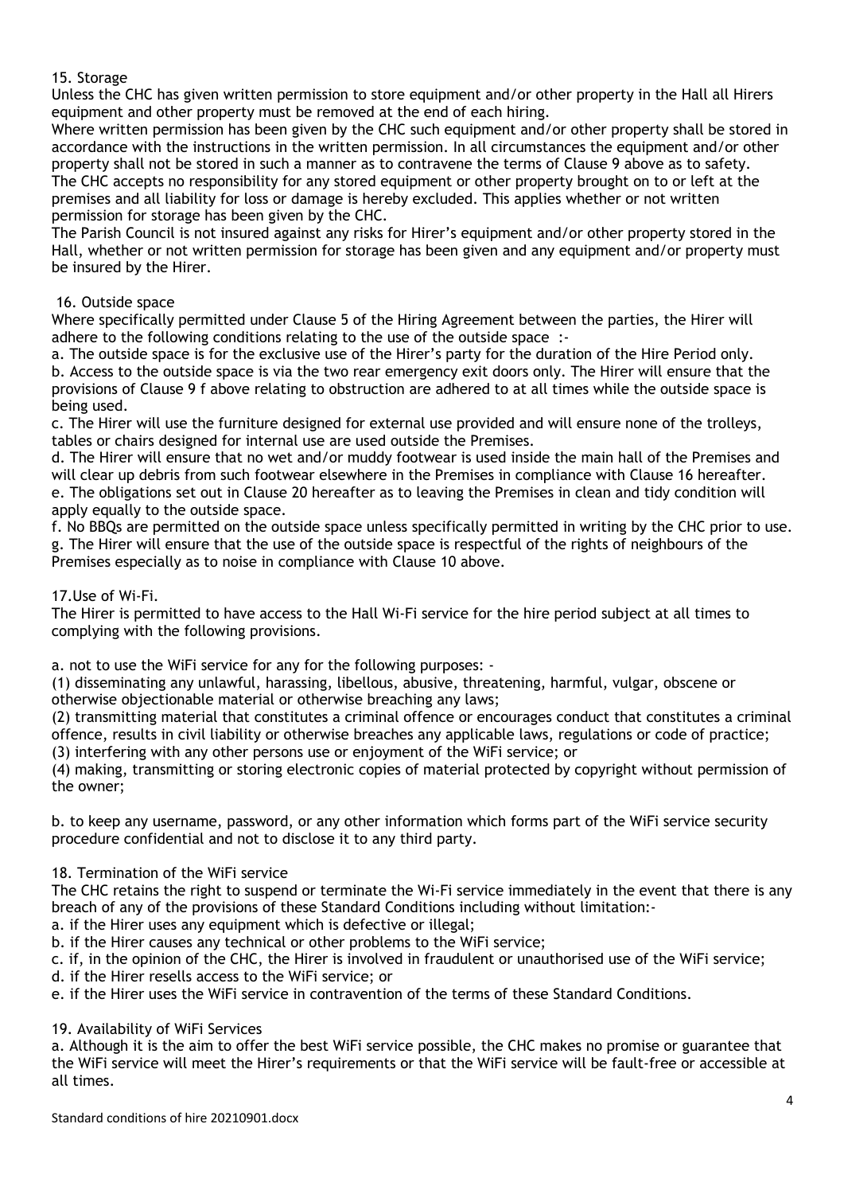15. Storage

Unless the CHC has given written permission to store equipment and/or other property in the Hall all Hirers equipment and other property must be removed at the end of each hiring.

Where written permission has been given by the CHC such equipment and/or other property shall be stored in accordance with the instructions in the written permission. In all circumstances the equipment and/or other property shall not be stored in such a manner as to contravene the terms of Clause 9 above as to safety.

The CHC accepts no responsibility for any stored equipment or other property brought on to or left at the premises and all liability for loss or damage is hereby excluded. This applies whether or not written permission for storage has been given by the CHC.

The Parish Council is not insured against any risks for Hirer's equipment and/or other property stored in the Hall, whether or not written permission for storage has been given and any equipment and/or property must be insured by the Hirer.

16. Outside space

Where specifically permitted under Clause 5 of the Hiring Agreement between the parties, the Hirer will adhere to the following conditions relating to the use of the outside space :-

a. The outside space is for the exclusive use of the Hirer's party for the duration of the Hire Period only.

b. Access to the outside space is via the two rear emergency exit doors only. The Hirer will ensure that the provisions of Clause 9 f above relating to obstruction are adhered to at all times while the outside space is being used.

c. The Hirer will use the furniture designed for external use provided and will ensure none of the trolleys, tables or chairs designed for internal use are used outside the Premises.

d. The Hirer will ensure that no wet and/or muddy footwear is used inside the main hall of the Premises and will clear up debris from such footwear elsewhere in the Premises in compliance with Clause 16 hereafter.

e. The obligations set out in Clause 20 hereafter as to leaving the Premises in clean and tidy condition will apply equally to the outside space.

f. No BBQs are permitted on the outside space unless specifically permitted in writing by the CHC prior to use.

g. The Hirer will ensure that the use of the outside space is respectful of the rights of neighbours of the Premises especially as to noise in compliance with Clause 10 above.

17.Use of Wi-Fi.

The Hirer is permitted to have access to the Hall Wi-Fi service for the hire period subject at all times to complying with the following provisions.

a. not to use the WiFi service for any for the following purposes: -

(1) disseminating any unlawful, harassing, libellous, abusive, threatening, harmful, vulgar, obscene or otherwise objectionable material or otherwise breaching any laws;

(2) transmitting material that constitutes a criminal offence or encourages conduct that constitutes a criminal offence, results in civil liability or otherwise breaches any applicable laws, regulations or code of practice;

(3) interfering with any other persons use or enjoyment of the WiFi service; or

(4) making, transmitting or storing electronic copies of material protected by copyright without permission of the owner;

b. to keep any username, password, or any other information which forms part of the WiFi service security procedure confidential and not to disclose it to any third party.

18. Termination of the WiFi service

The CHC retains the right to suspend or terminate the Wi-Fi service immediately in the event that there is any breach of any of the provisions of these Standard Conditions including without limitation:-

a. if the Hirer uses any equipment which is defective or illegal;

b. if the Hirer causes any technical or other problems to the WiFi service;

c. if, in the opinion of the CHC, the Hirer is involved in fraudulent or unauthorised use of the WiFi service;

d. if the Hirer resells access to the WiFi service; or

e. if the Hirer uses the WiFi service in contravention of the terms of these Standard Conditions.

19. Availability of WiFi Services

a. Although it is the aim to offer the best WiFi service possible, the CHC makes no promise or guarantee that the WiFi service will meet the Hirer's requirements or that the WiFi service will be fault-free or accessible at all times.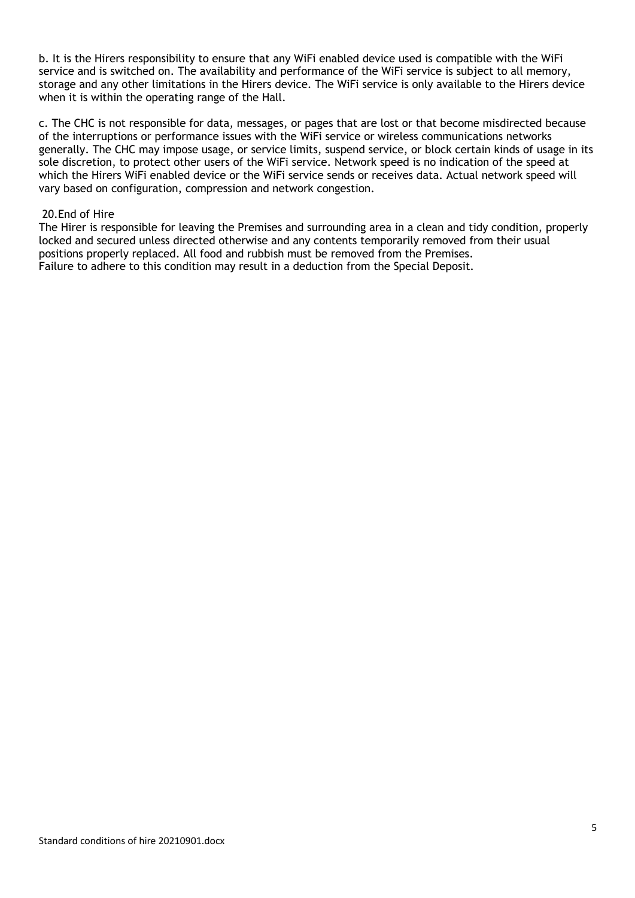b. It is the Hirers responsibility to ensure that any WiFi enabled device used is compatible with the WiFi service and is switched on. The availability and performance of the WiFi service is subject to all memory, storage and any other limitations in the Hirers device. The WiFi service is only available to the Hirers device when it is within the operating range of the Hall.

c. The CHC is not responsible for data, messages, or pages that are lost or that become misdirected because of the interruptions or performance issues with the WiFi service or wireless communications networks generally. The CHC may impose usage, or service limits, suspend service, or block certain kinds of usage in its sole discretion, to protect other users of the WiFi service. Network speed is no indication of the speed at which the Hirers WiFi enabled device or the WiFi service sends or receives data. Actual network speed will vary based on configuration, compression and network congestion.

20.End of Hire

The Hirer is responsible for leaving the Premises and surrounding area in a clean and tidy condition, properly locked and secured unless directed otherwise and any contents temporarily removed from their usual positions properly replaced. All food and rubbish must be removed from the Premises.
Failure to adhere to this condition may result in a deduction from the Special Deposit.

Standard conditions of hire 20210901.docx